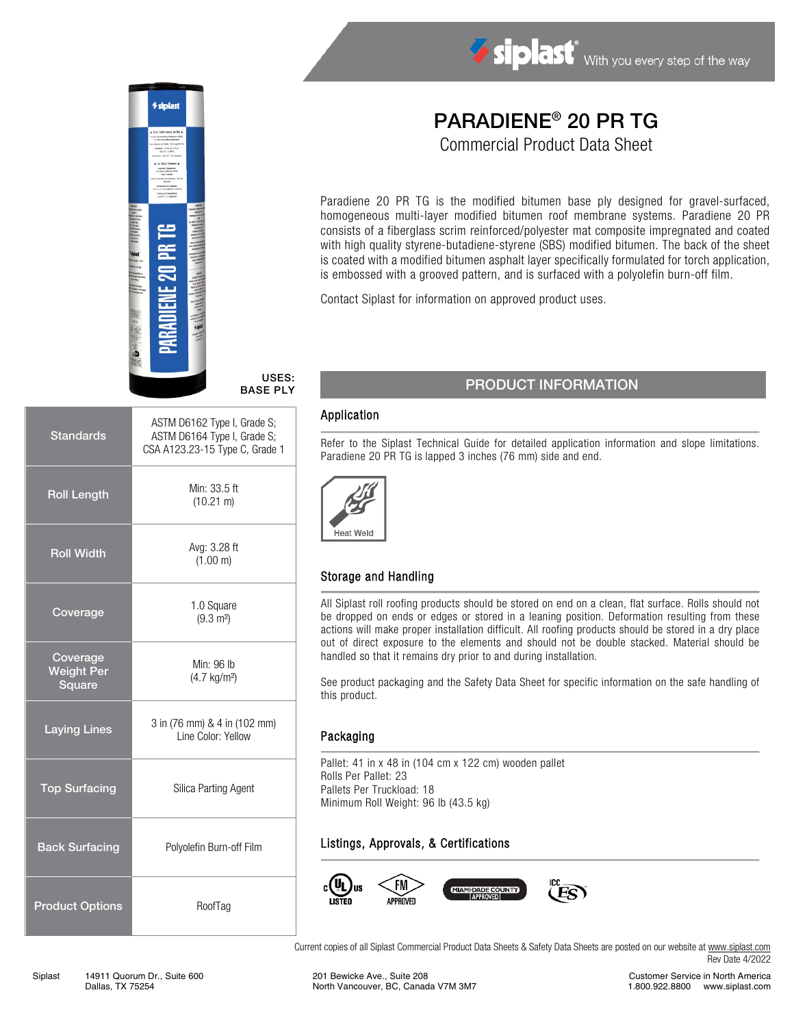# PARADIENE® 20 PR TG

## Commercial Product Data Sheet

Paradiene 20 PR TG is the modified bitumen base ply designed for gravel-surfaced, homogeneous multi-layer modified bitumen roof membrane systems. Paradiene 20 PR consists of a fiberglass scrim reinforced/polyester mat composite impregnated and coated with high quality styrene-butadiene-styrene (SBS) modified bitumen. The back of the sheet is coated with a modified bitumen asphalt layer specifically formulated for torch application, is embossed with a grooved pattern, and is surfaced with a polyolefin burn-off film.

Contact Siplast for information on approved product uses.

**USES: BASE PLY**

| | |
|---|---|
| Standards | ASTM D6162 Type I, Grade S; ASTM D6164 Type I, Grade S; CSA A123.23-15 Type C, Grade 1 |
| Roll Length | Min: 33.5 ft (10.21 m) |
| Roll Width | Avg: 3.28 ft (1.00 m) |
| Coverage | 1.0 Square (9.3 m²) |
| Coverage Weight Per Square | Min: 96 lb (4.7 kg/m²) |
| Laying Lines | 3 in (76 mm) & 4 in (102 mm) Line Color: Yellow |
| Top Surfacing | Silica Parting Agent |
| Back Surfacing | Polyolefin Burn-off Film |
| Product Options | RoofTag |

## PRODUCT INFORMATION

### Application

Refer to the Siplast Technical Guide for detailed application information and slope limitations. Paradiene 20 PR TG is lapped 3 inches (76 mm) side and end.

Heat Weld

### Storage and Handling

All Siplast roll roofing products should be stored on end on a clean, flat surface. Rolls should not be dropped on ends or edges or stored in a leaning position. Deformation resulting from these actions will make proper installation difficult. All roofing products should be stored in a dry place out of direct exposure to the elements and should not be double stacked. Material should be handled so that it remains dry prior to and during installation.

See product packaging and the Safety Data Sheet for specific information on the safe handling of this product.

### Packaging

Pallet: 41 in x 48 in (104 cm x 122 cm) wooden pallet
Rolls Per Pallet: 23
Pallets Per Truckload: 18
Minimum Roll Weight: 96 lb (43.5 kg)

### Listings, Approvals, & Certifications

c UL us LISTED · FM APPROVED · MIAMI-DADE COUNTY APPROVED · ICC ES

Current copies of all Siplast Commercial Product Data Sheets & Safety Data Sheets are posted on our website at www.siplast.com

Rev Date 4/2022

Siplast 14911 Quorum Dr., Suite 600 Dallas, TX 75254 | 201 Bewicke Ave., Suite 208 North Vancouver, BC, Canada V7M 3M7 | Customer Service in North America 1.800.922.8800 www.siplast.com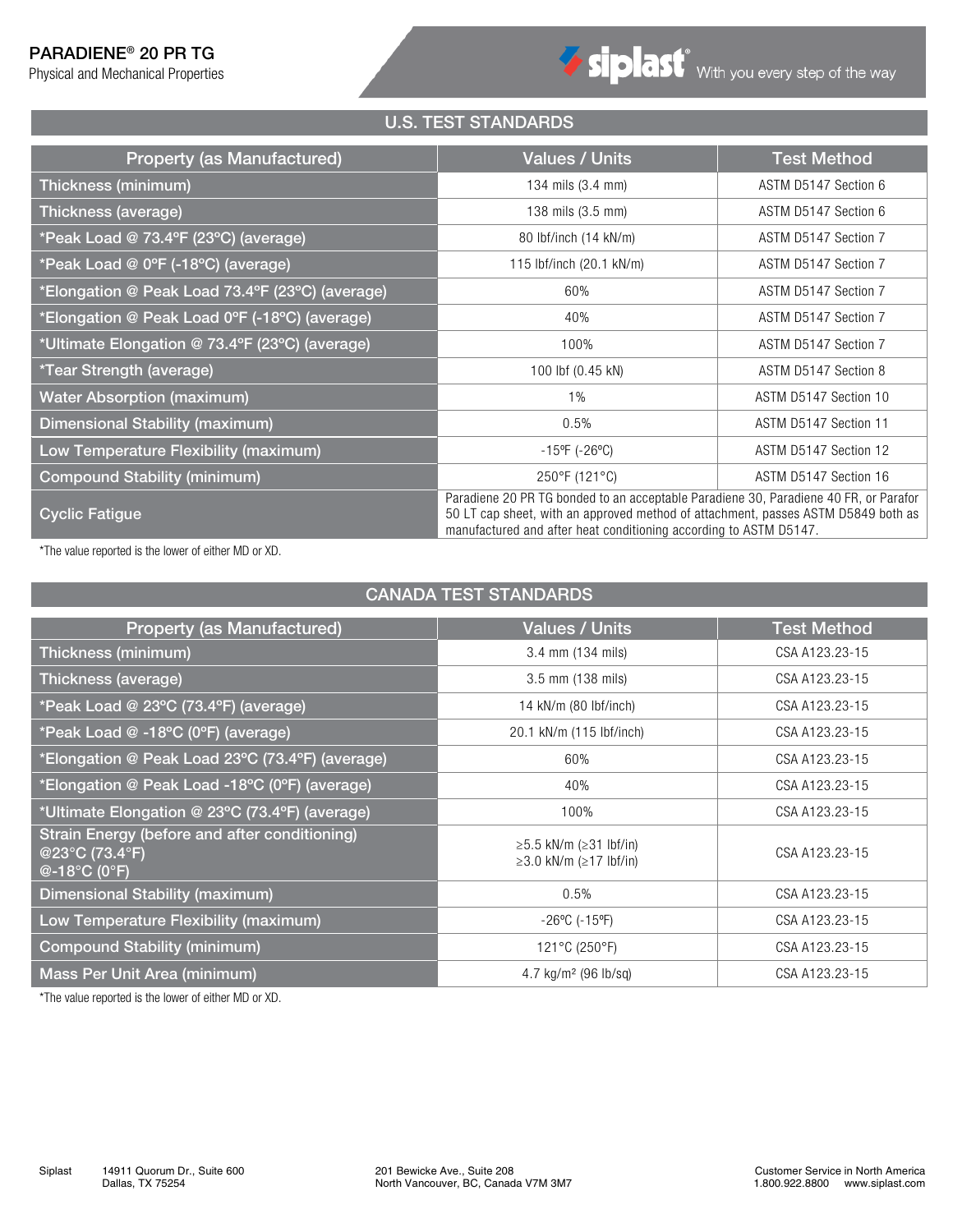# PARADIENE® 20 PR TG

Physical and Mechanical Properties

siplast® With you every step of the way

## U.S. TEST STANDARDS

| Property (as Manufactured) | Values / Units | Test Method |
| --- | --- | --- |
| Thickness (minimum) | 134 mils (3.4 mm) | ASTM D5147 Section 6 |
| Thickness (average) | 138 mils (3.5 mm) | ASTM D5147 Section 6 |
| *Peak Load @ 73.4ºF (23ºC) (average) | 80 lbf/inch (14 kN/m) | ASTM D5147 Section 7 |
| *Peak Load @ 0ºF (-18ºC) (average) | 115 lbf/inch (20.1 kN/m) | ASTM D5147 Section 7 |
| *Elongation @ Peak Load 73.4ºF (23ºC) (average) | 60% | ASTM D5147 Section 7 |
| *Elongation @ Peak Load 0ºF (-18ºC) (average) | 40% | ASTM D5147 Section 7 |
| *Ultimate Elongation @ 73.4ºF (23ºC) (average) | 100% | ASTM D5147 Section 7 |
| *Tear Strength (average) | 100 lbf (0.45 kN) | ASTM D5147 Section 8 |
| Water Absorption (maximum) | 1% | ASTM D5147 Section 10 |
| Dimensional Stability (maximum) | 0.5% | ASTM D5147 Section 11 |
| Low Temperature Flexibility (maximum) | -15ºF (-26ºC) | ASTM D5147 Section 12 |
| Compound Stability (minimum) | 250°F (121°C) | ASTM D5147 Section 16 |
| Cyclic Fatigue | Paradiene 20 PR TG bonded to an acceptable Paradiene 30, Paradiene 40 FR, or Parafor 50 LT cap sheet, with an approved method of attachment, passes ASTM D5849 both as manufactured and after heat conditioning according to ASTM D5147. | |

*The value reported is the lower of either MD or XD.

## CANADA TEST STANDARDS

| Property (as Manufactured) | Values / Units | Test Method |
| --- | --- | --- |
| Thickness (minimum) | 3.4 mm (134 mils) | CSA A123.23-15 |
| Thickness (average) | 3.5 mm (138 mils) | CSA A123.23-15 |
| *Peak Load @ 23ºC (73.4ºF) (average) | 14 kN/m (80 lbf/inch) | CSA A123.23-15 |
| *Peak Load @ -18ºC (0ºF) (average) | 20.1 kN/m (115 lbf/inch) | CSA A123.23-15 |
| *Elongation @ Peak Load 23ºC (73.4ºF) (average) | 60% | CSA A123.23-15 |
| *Elongation @ Peak Load -18ºC (0ºF) (average) | 40% | CSA A123.23-15 |
| *Ultimate Elongation @ 23ºC (73.4ºF) (average) | 100% | CSA A123.23-15 |
| Strain Energy (before and after conditioning) @23°C (73.4°F) @-18°C (0°F) | ≥5.5 kN/m (≥31 lbf/in) ≥3.0 kN/m (≥17 lbf/in) | CSA A123.23-15 |
| Dimensional Stability (maximum) | 0.5% | CSA A123.23-15 |
| Low Temperature Flexibility (maximum) | -26ºC (-15ºF) | CSA A123.23-15 |
| Compound Stability (minimum) | 121°C (250°F) | CSA A123.23-15 |
| Mass Per Unit Area (minimum) | 4.7 kg/m² (96 lb/sq) | CSA A123.23-15 |

*The value reported is the lower of either MD or XD.

Siplast 14911 Quorum Dr., Suite 600 Dallas, TX 75254

201 Bewicke Ave., Suite 208 North Vancouver, BC, Canada V7M 3M7

Customer Service in North America 1.800.922.8800 www.siplast.com